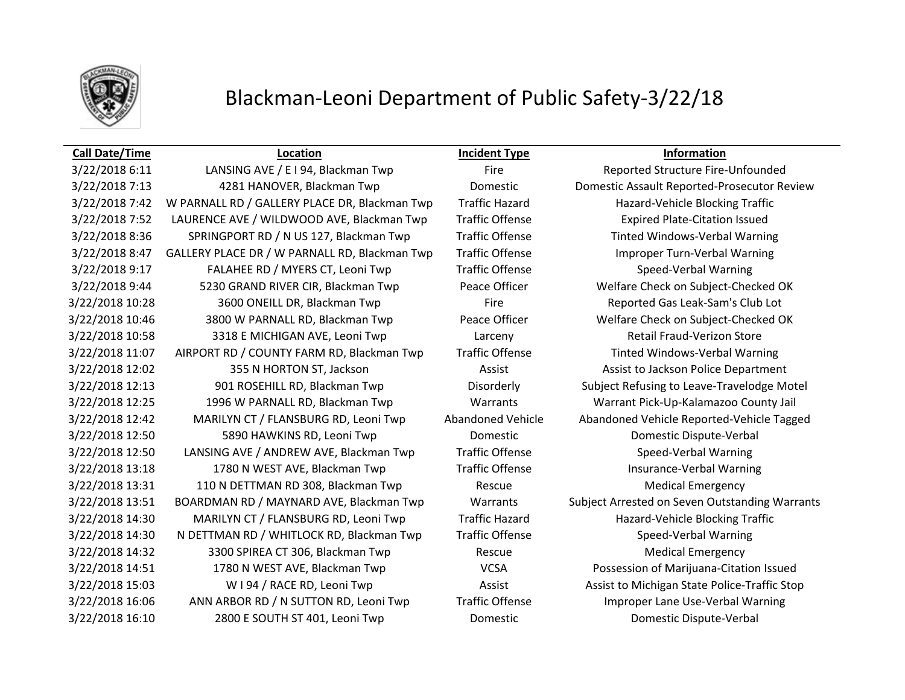# Blackman-Leoni Department of Public Safety-3/22/18

| Call Date/Time | Location | Incident Type | Information |
|---|---|---|---|
| 3/22/2018 6:11 | LANSING AVE / E I 94, Blackman Twp | Fire | Reported Structure Fire-Unfounded |
| 3/22/2018 7:13 | 4281 HANOVER, Blackman Twp | Domestic | Domestic Assault Reported-Prosecutor Review |
| 3/22/2018 7:42 | W PARNALL RD / GALLERY PLACE DR, Blackman Twp | Traffic Hazard | Hazard-Vehicle Blocking Traffic |
| 3/22/2018 7:52 | LAURENCE AVE / WILDWOOD AVE, Blackman Twp | Traffic Offense | Expired Plate-Citation Issued |
| 3/22/2018 8:36 | SPRINGPORT RD / N US 127, Blackman Twp | Traffic Offense | Tinted Windows-Verbal Warning |
| 3/22/2018 8:47 | GALLERY PLACE DR / W PARNALL RD, Blackman Twp | Traffic Offense | Improper Turn-Verbal Warning |
| 3/22/2018 9:17 | FALAHEE RD / MYERS CT, Leoni Twp | Traffic Offense | Speed-Verbal Warning |
| 3/22/2018 9:44 | 5230 GRAND RIVER CIR, Blackman Twp | Peace Officer | Welfare Check on Subject-Checked OK |
| 3/22/2018 10:28 | 3600 ONEILL DR, Blackman Twp | Fire | Reported Gas Leak-Sam's Club Lot |
| 3/22/2018 10:46 | 3800 W PARNALL RD, Blackman Twp | Peace Officer | Welfare Check on Subject-Checked OK |
| 3/22/2018 10:58 | 3318 E MICHIGAN AVE, Leoni Twp | Larceny | Retail Fraud-Verizon Store |
| 3/22/2018 11:07 | AIRPORT RD / COUNTY FARM RD, Blackman Twp | Traffic Offense | Tinted Windows-Verbal Warning |
| 3/22/2018 12:02 | 355 N HORTON ST, Jackson | Assist | Assist to Jackson Police Department |
| 3/22/2018 12:13 | 901 ROSEHILL RD, Blackman Twp | Disorderly | Subject Refusing to Leave-Travelodge Motel |
| 3/22/2018 12:25 | 1996 W PARNALL RD, Blackman Twp | Warrants | Warrant Pick-Up-Kalamazoo County Jail |
| 3/22/2018 12:42 | MARILYN CT / FLANSBURG RD, Leoni Twp | Abandoned Vehicle | Abandoned Vehicle Reported-Vehicle Tagged |
| 3/22/2018 12:50 | 5890 HAWKINS RD, Leoni Twp | Domestic | Domestic Dispute-Verbal |
| 3/22/2018 12:50 | LANSING AVE / ANDREW AVE, Blackman Twp | Traffic Offense | Speed-Verbal Warning |
| 3/22/2018 13:18 | 1780 N WEST AVE, Blackman Twp | Traffic Offense | Insurance-Verbal Warning |
| 3/22/2018 13:31 | 110 N DETTMAN RD 308, Blackman Twp | Rescue | Medical Emergency |
| 3/22/2018 13:51 | BOARDMAN RD / MAYNARD AVE, Blackman Twp | Warrants | Subject Arrested on Seven Outstanding Warrants |
| 3/22/2018 14:30 | MARILYN CT / FLANSBURG RD, Leoni Twp | Traffic Hazard | Hazard-Vehicle Blocking Traffic |
| 3/22/2018 14:30 | N DETTMAN RD / WHITLOCK RD, Blackman Twp | Traffic Offense | Speed-Verbal Warning |
| 3/22/2018 14:32 | 3300 SPIREA CT 306, Blackman Twp | Rescue | Medical Emergency |
| 3/22/2018 14:51 | 1780 N WEST AVE, Blackman Twp | VCSA | Possession of Marijuana-Citation Issued |
| 3/22/2018 15:03 | W I 94 / RACE RD, Leoni Twp | Assist | Assist to Michigan State Police-Traffic Stop |
| 3/22/2018 16:06 | ANN ARBOR RD / N SUTTON RD, Leoni Twp | Traffic Offense | Improper Lane Use-Verbal Warning |
| 3/22/2018 16:10 | 2800 E SOUTH ST 401, Leoni Twp | Domestic | Domestic Dispute-Verbal |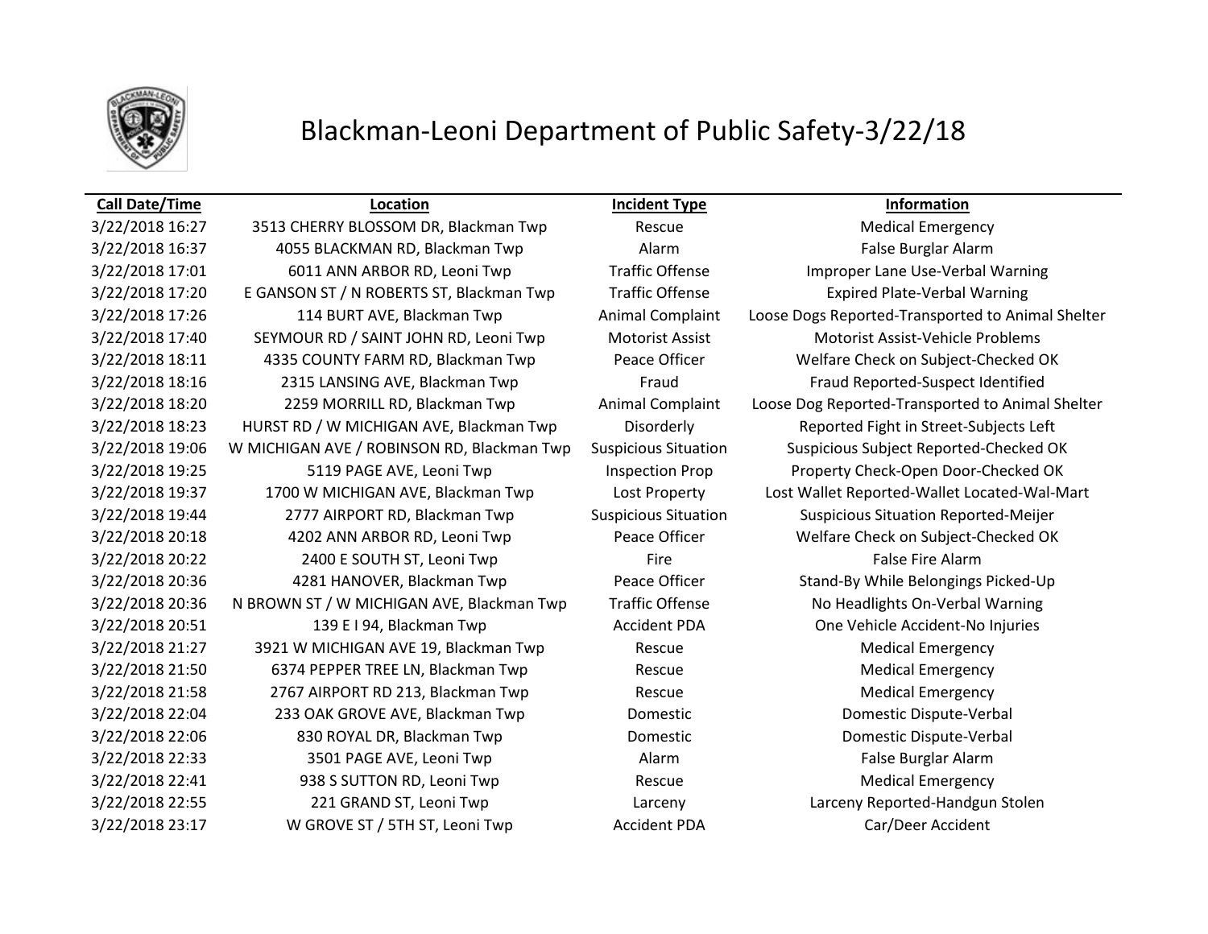# Blackman-Leoni Department of Public Safety-3/22/18

| Call Date/Time | Location | Incident Type | Information |
|---|---|---|---|
| 3/22/2018 16:27 | 3513 CHERRY BLOSSOM DR, Blackman Twp | Rescue | Medical Emergency |
| 3/22/2018 16:37 | 4055 BLACKMAN RD, Blackman Twp | Alarm | False Burglar Alarm |
| 3/22/2018 17:01 | 6011 ANN ARBOR RD, Leoni Twp | Traffic Offense | Improper Lane Use-Verbal Warning |
| 3/22/2018 17:20 | E GANSON ST / N ROBERTS ST, Blackman Twp | Traffic Offense | Expired Plate-Verbal Warning |
| 3/22/2018 17:26 | 114 BURT AVE, Blackman Twp | Animal Complaint | Loose Dogs Reported-Transported to Animal Shelter |
| 3/22/2018 17:40 | SEYMOUR RD / SAINT JOHN RD, Leoni Twp | Motorist Assist | Motorist Assist-Vehicle Problems |
| 3/22/2018 18:11 | 4335 COUNTY FARM RD, Blackman Twp | Peace Officer | Welfare Check on Subject-Checked OK |
| 3/22/2018 18:16 | 2315 LANSING AVE, Blackman Twp | Fraud | Fraud Reported-Suspect Identified |
| 3/22/2018 18:20 | 2259 MORRILL RD, Blackman Twp | Animal Complaint | Loose Dog Reported-Transported to Animal Shelter |
| 3/22/2018 18:23 | HURST RD / W MICHIGAN AVE, Blackman Twp | Disorderly | Reported Fight in Street-Subjects Left |
| 3/22/2018 19:06 | W MICHIGAN AVE / ROBINSON RD, Blackman Twp | Suspicious Situation | Suspicious Subject Reported-Checked OK |
| 3/22/2018 19:25 | 5119 PAGE AVE, Leoni Twp | Inspection Prop | Property Check-Open Door-Checked OK |
| 3/22/2018 19:37 | 1700 W MICHIGAN AVE, Blackman Twp | Lost Property | Lost Wallet Reported-Wallet Located-Wal-Mart |
| 3/22/2018 19:44 | 2777 AIRPORT RD, Blackman Twp | Suspicious Situation | Suspicious Situation Reported-Meijer |
| 3/22/2018 20:18 | 4202 ANN ARBOR RD, Leoni Twp | Peace Officer | Welfare Check on Subject-Checked OK |
| 3/22/2018 20:22 | 2400 E SOUTH ST, Leoni Twp | Fire | False Fire Alarm |
| 3/22/2018 20:36 | 4281 HANOVER, Blackman Twp | Peace Officer | Stand-By While Belongings Picked-Up |
| 3/22/2018 20:36 | N BROWN ST / W MICHIGAN AVE, Blackman Twp | Traffic Offense | No Headlights On-Verbal Warning |
| 3/22/2018 20:51 | 139 E I 94, Blackman Twp | Accident PDA | One Vehicle Accident-No Injuries |
| 3/22/2018 21:27 | 3921 W MICHIGAN AVE 19, Blackman Twp | Rescue | Medical Emergency |
| 3/22/2018 21:50 | 6374 PEPPER TREE LN, Blackman Twp | Rescue | Medical Emergency |
| 3/22/2018 21:58 | 2767 AIRPORT RD 213, Blackman Twp | Rescue | Medical Emergency |
| 3/22/2018 22:04 | 233 OAK GROVE AVE, Blackman Twp | Domestic | Domestic Dispute-Verbal |
| 3/22/2018 22:06 | 830 ROYAL DR, Blackman Twp | Domestic | Domestic Dispute-Verbal |
| 3/22/2018 22:33 | 3501 PAGE AVE, Leoni Twp | Alarm | False Burglar Alarm |
| 3/22/2018 22:41 | 938 S SUTTON RD, Leoni Twp | Rescue | Medical Emergency |
| 3/22/2018 22:55 | 221 GRAND ST, Leoni Twp | Larceny | Larceny Reported-Handgun Stolen |
| 3/22/2018 23:17 | W GROVE ST / 5TH ST, Leoni Twp | Accident PDA | Car/Deer Accident |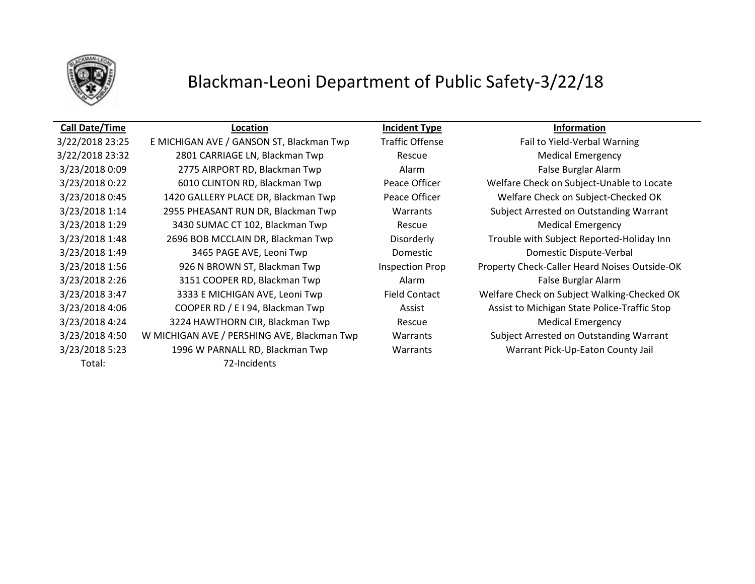# Blackman-Leoni Department of Public Safety-3/22/18

| Call Date/Time | Location | Incident Type | Information |
|---|---|---|---|
| 3/22/2018 23:25 | E MICHIGAN AVE / GANSON ST, Blackman Twp | Traffic Offense | Fail to Yield-Verbal Warning |
| 3/22/2018 23:32 | 2801 CARRIAGE LN, Blackman Twp | Rescue | Medical Emergency |
| 3/23/2018 0:09 | 2775 AIRPORT RD, Blackman Twp | Alarm | False Burglar Alarm |
| 3/23/2018 0:22 | 6010 CLINTON RD, Blackman Twp | Peace Officer | Welfare Check on Subject-Unable to Locate |
| 3/23/2018 0:45 | 1420 GALLERY PLACE DR, Blackman Twp | Peace Officer | Welfare Check on Subject-Checked OK |
| 3/23/2018 1:14 | 2955 PHEASANT RUN DR, Blackman Twp | Warrants | Subject Arrested on Outstanding Warrant |
| 3/23/2018 1:29 | 3430 SUMAC CT 102, Blackman Twp | Rescue | Medical Emergency |
| 3/23/2018 1:48 | 2696 BOB MCCLAIN DR, Blackman Twp | Disorderly | Trouble with Subject Reported-Holiday Inn |
| 3/23/2018 1:49 | 3465 PAGE AVE, Leoni Twp | Domestic | Domestic Dispute-Verbal |
| 3/23/2018 1:56 | 926 N BROWN ST, Blackman Twp | Inspection Prop | Property Check-Caller Heard Noises Outside-OK |
| 3/23/2018 2:26 | 3151 COOPER RD, Blackman Twp | Alarm | False Burglar Alarm |
| 3/23/2018 3:47 | 3333 E MICHIGAN AVE, Leoni Twp | Field Contact | Welfare Check on Subject Walking-Checked OK |
| 3/23/2018 4:06 | COOPER RD / E I 94, Blackman Twp | Assist | Assist to Michigan State Police-Traffic Stop |
| 3/23/2018 4:24 | 3224 HAWTHORN CIR, Blackman Twp | Rescue | Medical Emergency |
| 3/23/2018 4:50 | W MICHIGAN AVE / PERSHING AVE, Blackman Twp | Warrants | Subject Arrested on Outstanding Warrant |
| 3/23/2018 5:23 | 1996 W PARNALL RD, Blackman Twp | Warrants | Warrant Pick-Up-Eaton County Jail |
| Total: | 72-Incidents | | |